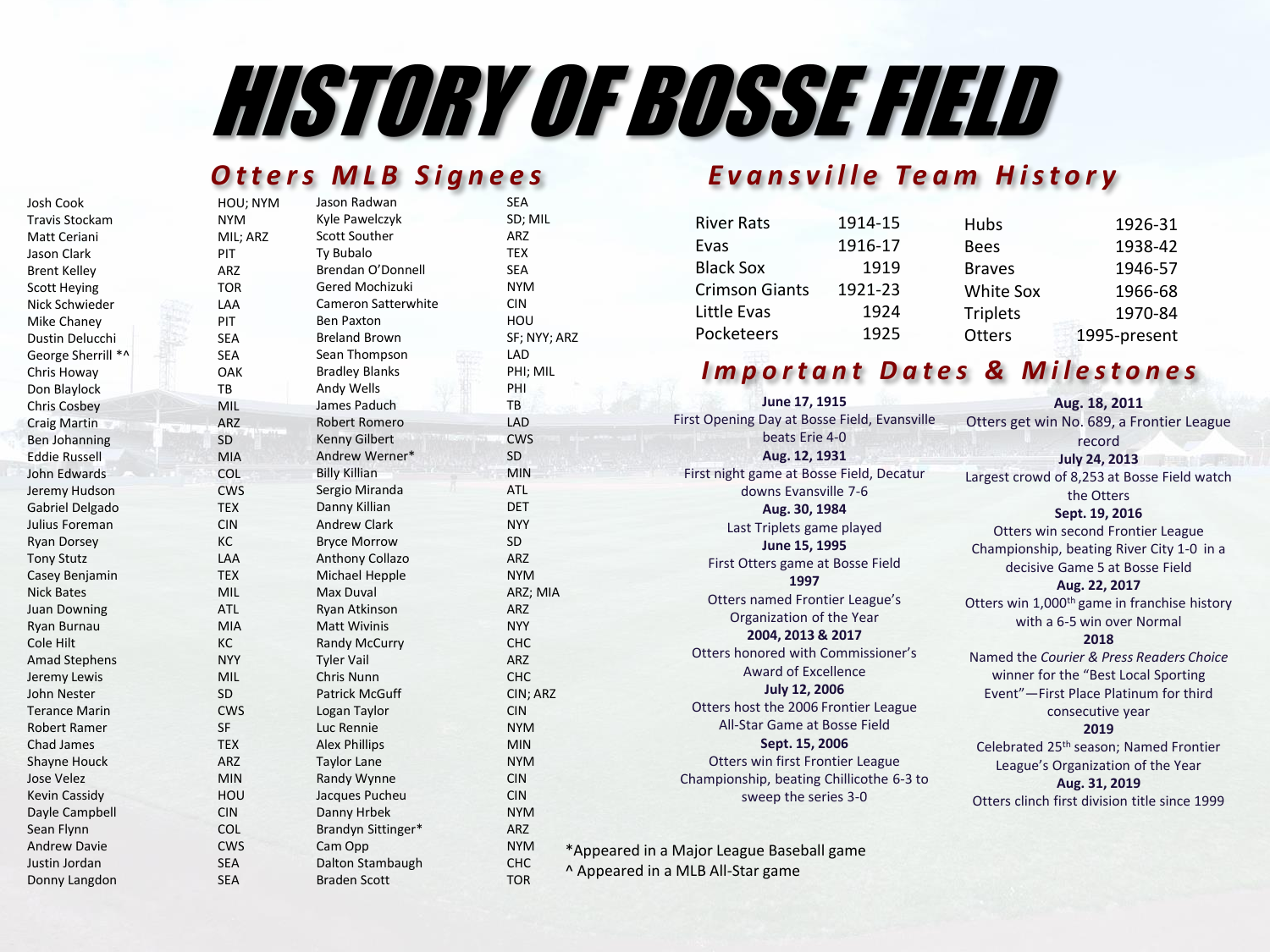# HISTORY OF BOSSE FIELD

## Otters MLB Signees

| Name | Team | Name | Team |
|---|---|---|---|
| Josh Cook | HOU; NYM | Jason Radwan | SEA |
| Travis Stockam | NYM | Kyle Pawelczyk | SD; MIL |
| Matt Ceriani | MIL; ARZ | Scott Souther | ARZ |
| Jason Clark | PIT | Ty Bubalo | TEX |
| Brent Kelley | ARZ | Brendan O'Donnell | SEA |
| Scott Heying | TOR | Gered Mochizuki | NYM |
| Nick Schwieder | LAA | Cameron Satterwhite | CIN |
| Mike Chaney | PIT | Ben Paxton | HOU |
| Dustin Delucchi | SEA | Breland Brown | SF; NYY; ARZ |
| George Sherrill *^ | SEA | Sean Thompson | LAD |
| Chris Howay | OAK | Bradley Blanks | PHI; MIL |
| Don Blaylock | TB | Andy Wells | PHI |
| Chris Cosbey | MIL | James Paduch | TB |
| Craig Martin | ARZ | Robert Romero | LAD |
| Ben Johanning | SD | Kenny Gilbert | CWS |
| Eddie Russell | MIA | Andrew Werner* | SD |
| John Edwards | COL | Billy Killian | MIN |
| Jeremy Hudson | CWS | Sergio Miranda | ATL |
| Gabriel Delgado | TEX | Danny Killian | DET |
| Julius Foreman | CIN | Andrew Clark | NYY |
| Ryan Dorsey | KC | Bryce Morrow | SD |
| Tony Stutz | LAA | Anthony Collazo | ARZ |
| Casey Benjamin | TEX | Michael Hepple | NYM |
| Nick Bates | MIL | Max Duval | ARZ; MIA |
| Juan Downing | ATL | Ryan Atkinson | ARZ |
| Ryan Burnau | MIA | Matt Wivinis | NYY |
| Cole Hilt | KC | Randy McCurry | CHC |
| Amad Stephens | NYY | Tyler Vail | ARZ |
| Jeremy Lewis | MIL | Chris Nunn | CHC |
| John Nester | SD | Patrick McGuff | CIN; ARZ |
| Terance Marin | CWS | Logan Taylor | CIN |
| Robert Ramer | SF | Luc Rennie | NYM |
| Chad James | TEX | Alex Phillips | MIN |
| Shayne Houck | ARZ | Taylor Lane | NYM |
| Jose Velez | MIN | Randy Wynne | CIN |
| Kevin Cassidy | HOU | Jacques Pucheu | CIN |
| Dayle Campbell | CIN | Danny Hrbek | NYM |
| Sean Flynn | COL | Brandyn Sittinger* | ARZ |
| Andrew Davie | CWS | Cam Opp | NYM |
| Justin Jordan | SEA | Dalton Stambaugh | CHC |
| Donny Langdon | SEA | Braden Scott | TOR |

*Appeared in a Major League Baseball game
^ Appeared in a MLB All-Star game

## Evansville Team History

| Team | Years | Team | Years |
|---|---|---|---|
| River Rats | 1914-15 | Hubs | 1926-31 |
| Evas | 1916-17 | Bees | 1938-42 |
| Black Sox | 1919 | Braves | 1946-57 |
| Crimson Giants | 1921-23 | White Sox | 1966-68 |
| Little Evas | 1924 | Triplets | 1970-84 |
| Pocketeers | 1925 | Otters | 1995-present |

## Important Dates & Milestones

**June 17, 1915**
First Opening Day at Bosse Field, Evansville beats Erie 4-0

**Aug. 12, 1931**
First night game at Bosse Field, Decatur downs Evansville 7-6

**Aug. 30, 1984**
Last Triplets game played

**June 15, 1995**
First Otters game at Bosse Field

**1997**
Otters named Frontier League's Organization of the Year

**2004, 2013 & 2017**
Otters honored with Commissioner's Award of Excellence

**July 12, 2006**
Otters host the 2006 Frontier League All-Star Game at Bosse Field

**Sept. 15, 2006**
Otters win first Frontier League Championship, beating Chillicothe 6-3 to sweep the series 3-0

**Aug. 18, 2011**
Otters get win No. 689, a Frontier League record

**July 24, 2013**
Largest crowd of 8,253 at Bosse Field watch the Otters

**Sept. 19, 2016**
Otters win second Frontier League Championship, beating River City 1-0 in a decisive Game 5 at Bosse Field

**Aug. 22, 2017**
Otters win 1,000th game in franchise history with a 6-5 win over Normal

**2018**
Named the *Courier & Press Readers Choice* winner for the "Best Local Sporting Event"—First Place Platinum for third consecutive year

**2019**
Celebrated 25th season; Named Frontier League's Organization of the Year

**Aug. 31, 2019**
Otters clinch first division title since 1999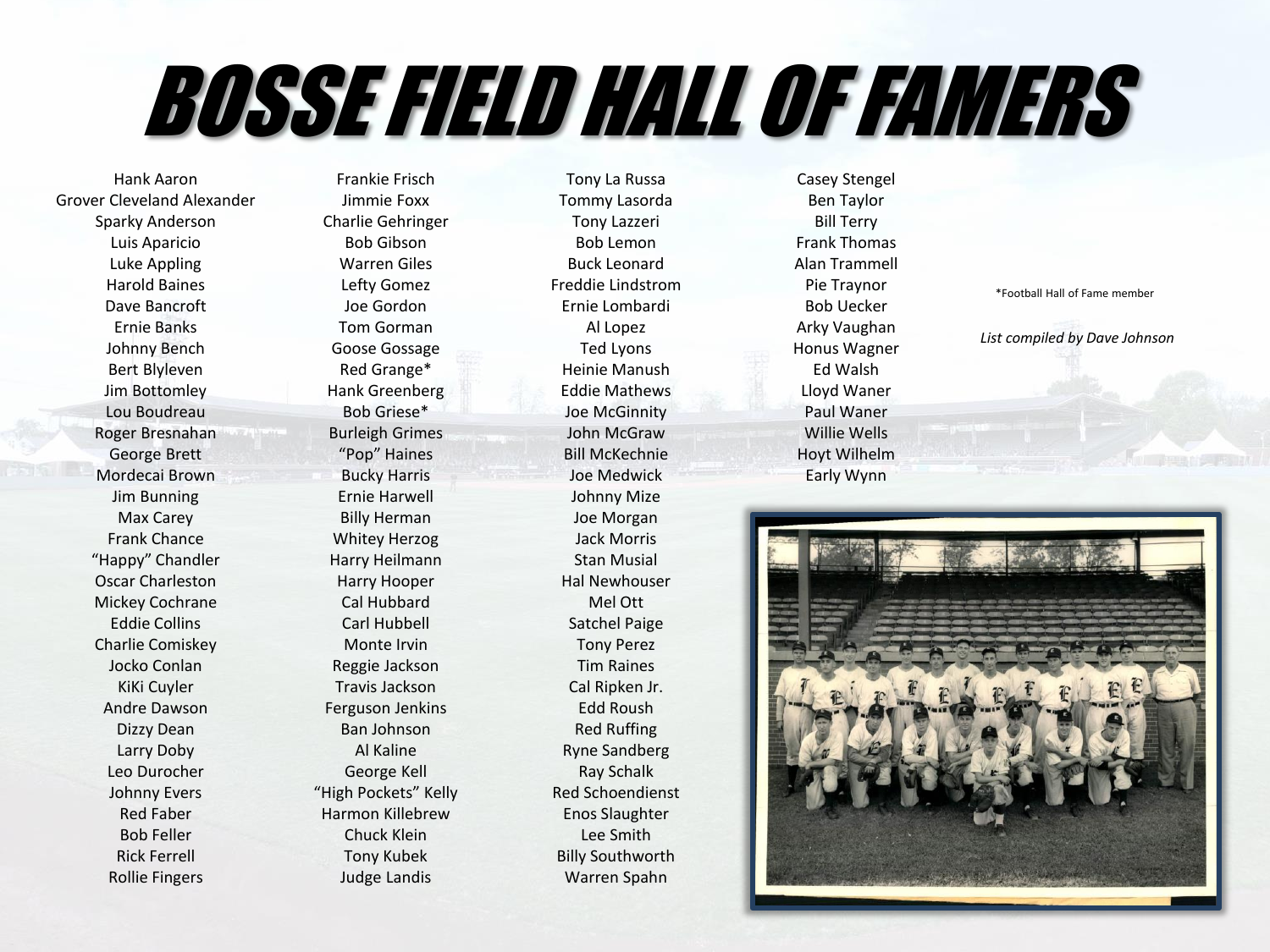# BOSSE FIELD HALL OF FAMERS

Hank Aaron
Grover Cleveland Alexander
Sparky Anderson
Luis Aparicio
Luke Appling
Harold Baines
Dave Bancroft
Ernie Banks
Johnny Bench
Bert Blyleven
Jim Bottomley
Lou Boudreau
Roger Bresnahan
George Brett
Mordecai Brown
Jim Bunning
Max Carey
Frank Chance
"Happy" Chandler
Oscar Charleston
Mickey Cochrane
Eddie Collins
Charlie Comiskey
Jocko Conlan
KiKi Cuyler
Andre Dawson
Dizzy Dean
Larry Doby
Leo Durocher
Johnny Evers
Red Faber
Bob Feller
Rick Ferrell
Rollie Fingers

Frankie Frisch
Jimmie Foxx
Charlie Gehringer
Bob Gibson
Warren Giles
Lefty Gomez
Joe Gordon
Tom Gorman
Goose Gossage
Red Grange*
Hank Greenberg
Bob Griese*
Burleigh Grimes
"Pop" Haines
Bucky Harris
Ernie Harwell
Billy Herman
Whitey Herzog
Harry Heilmann
Harry Hooper
Cal Hubbard
Carl Hubbell
Monte Irvin
Reggie Jackson
Travis Jackson
Ferguson Jenkins
Ban Johnson
Al Kaline
George Kell
"High Pockets" Kelly
Harmon Killebrew
Chuck Klein
Tony Kubek
Judge Landis

Tony La Russa
Tommy Lasorda
Tony Lazzeri
Bob Lemon
Buck Leonard
Freddie Lindstrom
Ernie Lombardi
Al Lopez
Ted Lyons
Heinie Manush
Eddie Mathews
Joe McGinnity
John McGraw
Bill McKechnie
Joe Medwick
Johnny Mize
Joe Morgan
Jack Morris
Stan Musial
Hal Newhouser
Mel Ott
Satchel Paige
Tony Perez
Tim Raines
Cal Ripken Jr.
Edd Roush
Red Ruffing
Ryne Sandberg
Ray Schalk
Red Schoendienst
Enos Slaughter
Lee Smith
Billy Southworth
Warren Spahn

Casey Stengel
Ben Taylor
Bill Terry
Frank Thomas
Alan Trammell
Pie Traynor
Bob Uecker
Arky Vaughan
Honus Wagner
Ed Walsh
Lloyd Waner
Paul Waner
Willie Wells
Hoyt Wilhelm
Early Wynn

*Football Hall of Fame member

*List compiled by Dave Johnson*